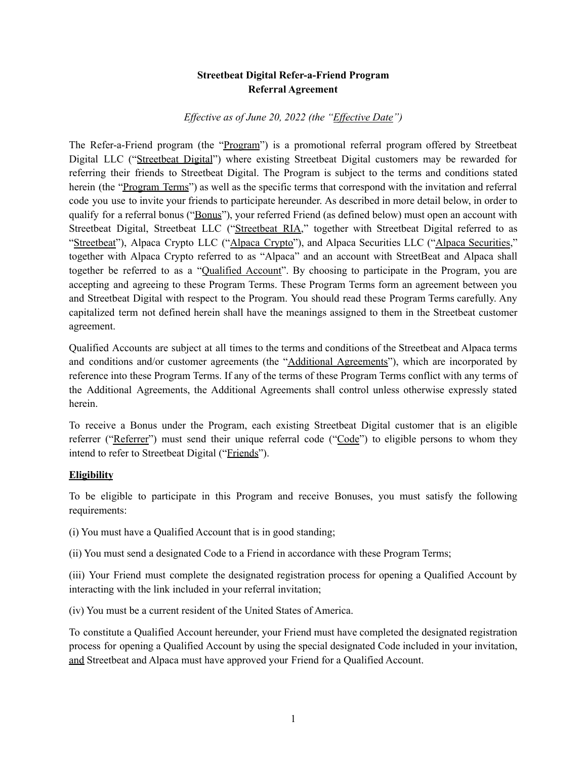# Streetbeat Digital Refer-a-Friend Program
## Referral Agreement

*Effective as of June 20, 2022 (the "Effective Date")*

The Refer-a-Friend program (the "Program") is a promotional referral program offered by Streetbeat Digital LLC ("Streetbeat Digital") where existing Streetbeat Digital customers may be rewarded for referring their friends to Streetbeat Digital. The Program is subject to the terms and conditions stated herein (the "Program Terms") as well as the specific terms that correspond with the invitation and referral code you use to invite your friends to participate hereunder. As described in more detail below, in order to qualify for a referral bonus ("Bonus"), your referred Friend (as defined below) must open an account with Streetbeat Digital, Streetbeat LLC ("Streetbeat RIA," together with Streetbeat Digital referred to as "Streetbeat"), Alpaca Crypto LLC ("Alpaca Crypto"), and Alpaca Securities LLC ("Alpaca Securities," together with Alpaca Crypto referred to as "Alpaca" and an account with StreetBeat and Alpaca shall together be referred to as a "Qualified Account". By choosing to participate in the Program, you are accepting and agreeing to these Program Terms. These Program Terms form an agreement between you and Streetbeat Digital with respect to the Program. You should read these Program Terms carefully. Any capitalized term not defined herein shall have the meanings assigned to them in the Streetbeat customer agreement.

Qualified Accounts are subject at all times to the terms and conditions of the Streetbeat and Alpaca terms and conditions and/or customer agreements (the "Additional Agreements"), which are incorporated by reference into these Program Terms. If any of the terms of these Program Terms conflict with any terms of the Additional Agreements, the Additional Agreements shall control unless otherwise expressly stated herein.

To receive a Bonus under the Program, each existing Streetbeat Digital customer that is an eligible referrer ("Referrer") must send their unique referral code ("Code") to eligible persons to whom they intend to refer to Streetbeat Digital ("Friends").

### Eligibility

To be eligible to participate in this Program and receive Bonuses, you must satisfy the following requirements:

(i) You must have a Qualified Account that is in good standing;

(ii) You must send a designated Code to a Friend in accordance with these Program Terms;

(iii) Your Friend must complete the designated registration process for opening a Qualified Account by interacting with the link included in your referral invitation;

(iv) You must be a current resident of the United States of America.

To constitute a Qualified Account hereunder, your Friend must have completed the designated registration process for opening a Qualified Account by using the special designated Code included in your invitation, and Streetbeat and Alpaca must have approved your Friend for a Qualified Account.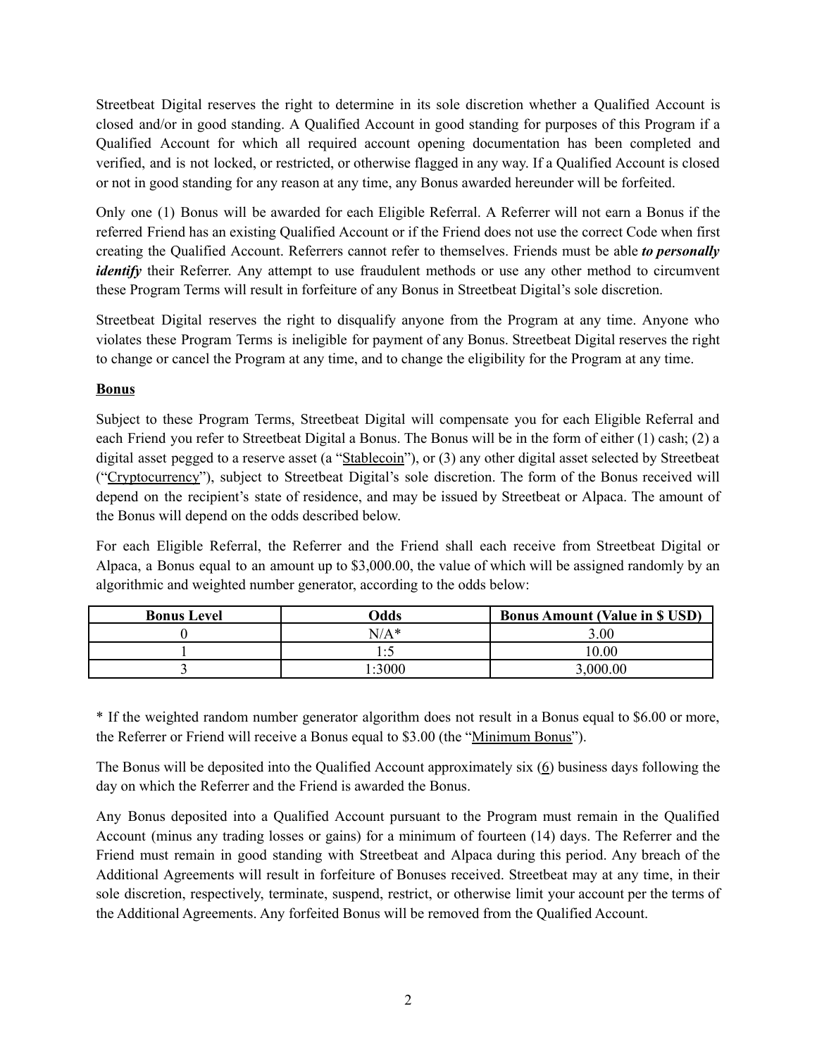Streetbeat Digital reserves the right to determine in its sole discretion whether a Qualified Account is closed and/or in good standing. A Qualified Account in good standing for purposes of this Program if a Qualified Account for which all required account opening documentation has been completed and verified, and is not locked, or restricted, or otherwise flagged in any way. If a Qualified Account is closed or not in good standing for any reason at any time, any Bonus awarded hereunder will be forfeited.

Only one (1) Bonus will be awarded for each Eligible Referral. A Referrer will not earn a Bonus if the referred Friend has an existing Qualified Account or if the Friend does not use the correct Code when first creating the Qualified Account. Referrers cannot refer to themselves. Friends must be able ***to personally identify*** their Referrer. Any attempt to use fraudulent methods or use any other method to circumvent these Program Terms will result in forfeiture of any Bonus in Streetbeat Digital's sole discretion.

Streetbeat Digital reserves the right to disqualify anyone from the Program at any time. Anyone who violates these Program Terms is ineligible for payment of any Bonus. Streetbeat Digital reserves the right to change or cancel the Program at any time, and to change the eligibility for the Program at any time.

**Bonus**

Subject to these Program Terms, Streetbeat Digital will compensate you for each Eligible Referral and each Friend you refer to Streetbeat Digital a Bonus. The Bonus will be in the form of either (1) cash; (2) a digital asset pegged to a reserve asset (a "Stablecoin"), or (3) any other digital asset selected by Streetbeat ("Cryptocurrency"), subject to Streetbeat Digital's sole discretion. The form of the Bonus received will depend on the recipient's state of residence, and may be issued by Streetbeat or Alpaca. The amount of the Bonus will depend on the odds described below.

For each Eligible Referral, the Referrer and the Friend shall each receive from Streetbeat Digital or Alpaca, a Bonus equal to an amount up to $3,000.00, the value of which will be assigned randomly by an algorithmic and weighted number generator, according to the odds below:

| Bonus Level | Odds | Bonus Amount (Value in $ USD) |
|---|---|---|
| 0 | N/A* | 3.00 |
| 1 | 1:5 | 10.00 |
| 3 | 1:3000 | 3,000.00 |

* If the weighted random number generator algorithm does not result in a Bonus equal to $6.00 or more, the Referrer or Friend will receive a Bonus equal to $3.00 (the "Minimum Bonus").

The Bonus will be deposited into the Qualified Account approximately six (6) business days following the day on which the Referrer and the Friend is awarded the Bonus.

Any Bonus deposited into a Qualified Account pursuant to the Program must remain in the Qualified Account (minus any trading losses or gains) for a minimum of fourteen (14) days. The Referrer and the Friend must remain in good standing with Streetbeat and Alpaca during this period. Any breach of the Additional Agreements will result in forfeiture of Bonuses received. Streetbeat may at any time, in their sole discretion, respectively, terminate, suspend, restrict, or otherwise limit your account per the terms of the Additional Agreements. Any forfeited Bonus will be removed from the Qualified Account.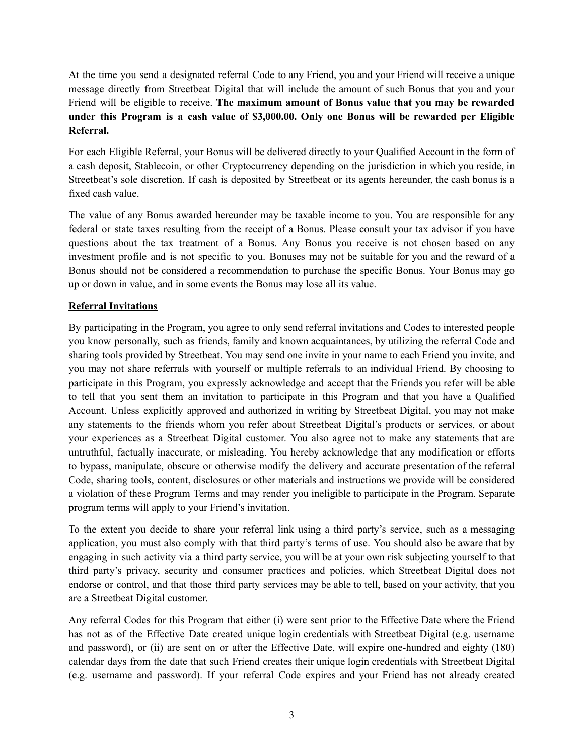At the time you send a designated referral Code to any Friend, you and your Friend will receive a unique message directly from Streetbeat Digital that will include the amount of such Bonus that you and your Friend will be eligible to receive. **The maximum amount of Bonus value that you may be rewarded under this Program is a cash value of $3,000.00. Only one Bonus will be rewarded per Eligible Referral.**

For each Eligible Referral, your Bonus will be delivered directly to your Qualified Account in the form of a cash deposit, Stablecoin, or other Cryptocurrency depending on the jurisdiction in which you reside, in Streetbeat's sole discretion. If cash is deposited by Streetbeat or its agents hereunder, the cash bonus is a fixed cash value.

The value of any Bonus awarded hereunder may be taxable income to you. You are responsible for any federal or state taxes resulting from the receipt of a Bonus. Please consult your tax advisor if you have questions about the tax treatment of a Bonus. Any Bonus you receive is not chosen based on any investment profile and is not specific to you. Bonuses may not be suitable for you and the reward of a Bonus should not be considered a recommendation to purchase the specific Bonus. Your Bonus may go up or down in value, and in some events the Bonus may lose all its value.

**Referral Invitations**

By participating in the Program, you agree to only send referral invitations and Codes to interested people you know personally, such as friends, family and known acquaintances, by utilizing the referral Code and sharing tools provided by Streetbeat. You may send one invite in your name to each Friend you invite, and you may not share referrals with yourself or multiple referrals to an individual Friend. By choosing to participate in this Program, you expressly acknowledge and accept that the Friends you refer will be able to tell that you sent them an invitation to participate in this Program and that you have a Qualified Account. Unless explicitly approved and authorized in writing by Streetbeat Digital, you may not make any statements to the friends whom you refer about Streetbeat Digital's products or services, or about your experiences as a Streetbeat Digital customer. You also agree not to make any statements that are untruthful, factually inaccurate, or misleading. You hereby acknowledge that any modification or efforts to bypass, manipulate, obscure or otherwise modify the delivery and accurate presentation of the referral Code, sharing tools, content, disclosures or other materials and instructions we provide will be considered a violation of these Program Terms and may render you ineligible to participate in the Program. Separate program terms will apply to your Friend's invitation.

To the extent you decide to share your referral link using a third party's service, such as a messaging application, you must also comply with that third party's terms of use. You should also be aware that by engaging in such activity via a third party service, you will be at your own risk subjecting yourself to that third party's privacy, security and consumer practices and policies, which Streetbeat Digital does not endorse or control, and that those third party services may be able to tell, based on your activity, that you are a Streetbeat Digital customer.

Any referral Codes for this Program that either (i) were sent prior to the Effective Date where the Friend has not as of the Effective Date created unique login credentials with Streetbeat Digital (e.g. username and password), or (ii) are sent on or after the Effective Date, will expire one-hundred and eighty (180) calendar days from the date that such Friend creates their unique login credentials with Streetbeat Digital (e.g. username and password). If your referral Code expires and your Friend has not already created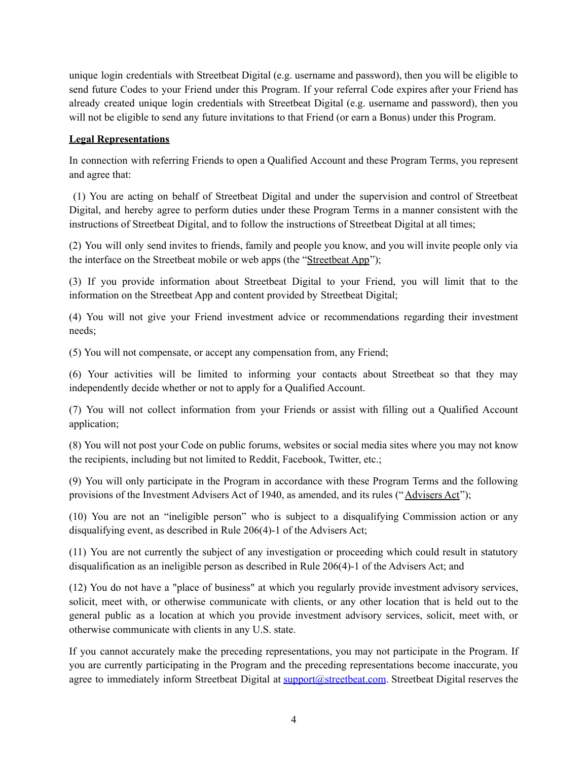unique login credentials with Streetbeat Digital (e.g. username and password), then you will be eligible to send future Codes to your Friend under this Program. If your referral Code expires after your Friend has already created unique login credentials with Streetbeat Digital (e.g. username and password), then you will not be eligible to send any future invitations to that Friend (or earn a Bonus) under this Program.

**Legal Representations**

In connection with referring Friends to open a Qualified Account and these Program Terms, you represent and agree that:

(1) You are acting on behalf of Streetbeat Digital and under the supervision and control of Streetbeat Digital, and hereby agree to perform duties under these Program Terms in a manner consistent with the instructions of Streetbeat Digital, and to follow the instructions of Streetbeat Digital at all times;

(2) You will only send invites to friends, family and people you know, and you will invite people only via the interface on the Streetbeat mobile or web apps (the "Streetbeat App");

(3) If you provide information about Streetbeat Digital to your Friend, you will limit that to the information on the Streetbeat App and content provided by Streetbeat Digital;

(4) You will not give your Friend investment advice or recommendations regarding their investment needs;

(5) You will not compensate, or accept any compensation from, any Friend;

(6) Your activities will be limited to informing your contacts about Streetbeat so that they may independently decide whether or not to apply for a Qualified Account.

(7) You will not collect information from your Friends or assist with filling out a Qualified Account application;

(8) You will not post your Code on public forums, websites or social media sites where you may not know the recipients, including but not limited to Reddit, Facebook, Twitter, etc.;

(9) You will only participate in the Program in accordance with these Program Terms and the following provisions of the Investment Advisers Act of 1940, as amended, and its rules ("Advisers Act");

(10) You are not an "ineligible person" who is subject to a disqualifying Commission action or any disqualifying event, as described in Rule 206(4)-1 of the Advisers Act;

(11) You are not currently the subject of any investigation or proceeding which could result in statutory disqualification as an ineligible person as described in Rule 206(4)-1 of the Advisers Act; and

(12) You do not have a "place of business" at which you regularly provide investment advisory services, solicit, meet with, or otherwise communicate with clients, or any other location that is held out to the general public as a location at which you provide investment advisory services, solicit, meet with, or otherwise communicate with clients in any U.S. state.

If you cannot accurately make the preceding representations, you may not participate in the Program. If you are currently participating in the Program and the preceding representations become inaccurate, you agree to immediately inform Streetbeat Digital at support@streetbeat.com. Streetbeat Digital reserves the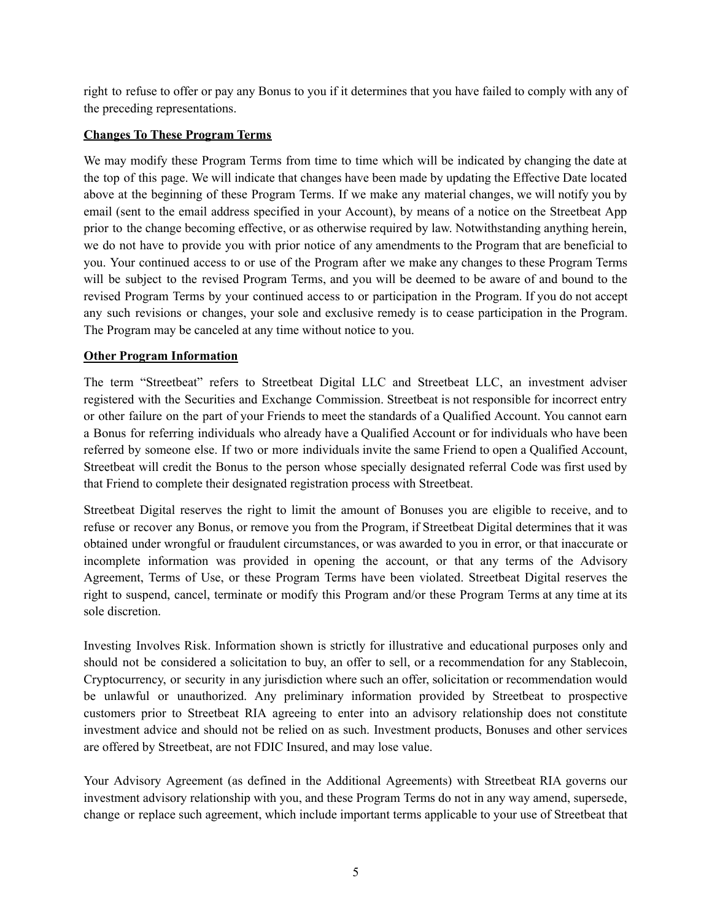right to refuse to offer or pay any Bonus to you if it determines that you have failed to comply with any of the preceding representations.

**Changes To These Program Terms**

We may modify these Program Terms from time to time which will be indicated by changing the date at the top of this page. We will indicate that changes have been made by updating the Effective Date located above at the beginning of these Program Terms. If we make any material changes, we will notify you by email (sent to the email address specified in your Account), by means of a notice on the Streetbeat App prior to the change becoming effective, or as otherwise required by law. Notwithstanding anything herein, we do not have to provide you with prior notice of any amendments to the Program that are beneficial to you. Your continued access to or use of the Program after we make any changes to these Program Terms will be subject to the revised Program Terms, and you will be deemed to be aware of and bound to the revised Program Terms by your continued access to or participation in the Program. If you do not accept any such revisions or changes, your sole and exclusive remedy is to cease participation in the Program. The Program may be canceled at any time without notice to you.

**Other Program Information**

The term "Streetbeat" refers to Streetbeat Digital LLC and Streetbeat LLC, an investment adviser registered with the Securities and Exchange Commission. Streetbeat is not responsible for incorrect entry or other failure on the part of your Friends to meet the standards of a Qualified Account. You cannot earn a Bonus for referring individuals who already have a Qualified Account or for individuals who have been referred by someone else. If two or more individuals invite the same Friend to open a Qualified Account, Streetbeat will credit the Bonus to the person whose specially designated referral Code was first used by that Friend to complete their designated registration process with Streetbeat.

Streetbeat Digital reserves the right to limit the amount of Bonuses you are eligible to receive, and to refuse or recover any Bonus, or remove you from the Program, if Streetbeat Digital determines that it was obtained under wrongful or fraudulent circumstances, or was awarded to you in error, or that inaccurate or incomplete information was provided in opening the account, or that any terms of the Advisory Agreement, Terms of Use, or these Program Terms have been violated. Streetbeat Digital reserves the right to suspend, cancel, terminate or modify this Program and/or these Program Terms at any time at its sole discretion.

Investing Involves Risk. Information shown is strictly for illustrative and educational purposes only and should not be considered a solicitation to buy, an offer to sell, or a recommendation for any Stablecoin, Cryptocurrency, or security in any jurisdiction where such an offer, solicitation or recommendation would be unlawful or unauthorized. Any preliminary information provided by Streetbeat to prospective customers prior to Streetbeat RIA agreeing to enter into an advisory relationship does not constitute investment advice and should not be relied on as such. Investment products, Bonuses and other services are offered by Streetbeat, are not FDIC Insured, and may lose value.

Your Advisory Agreement (as defined in the Additional Agreements) with Streetbeat RIA governs our investment advisory relationship with you, and these Program Terms do not in any way amend, supersede, change or replace such agreement, which include important terms applicable to your use of Streetbeat that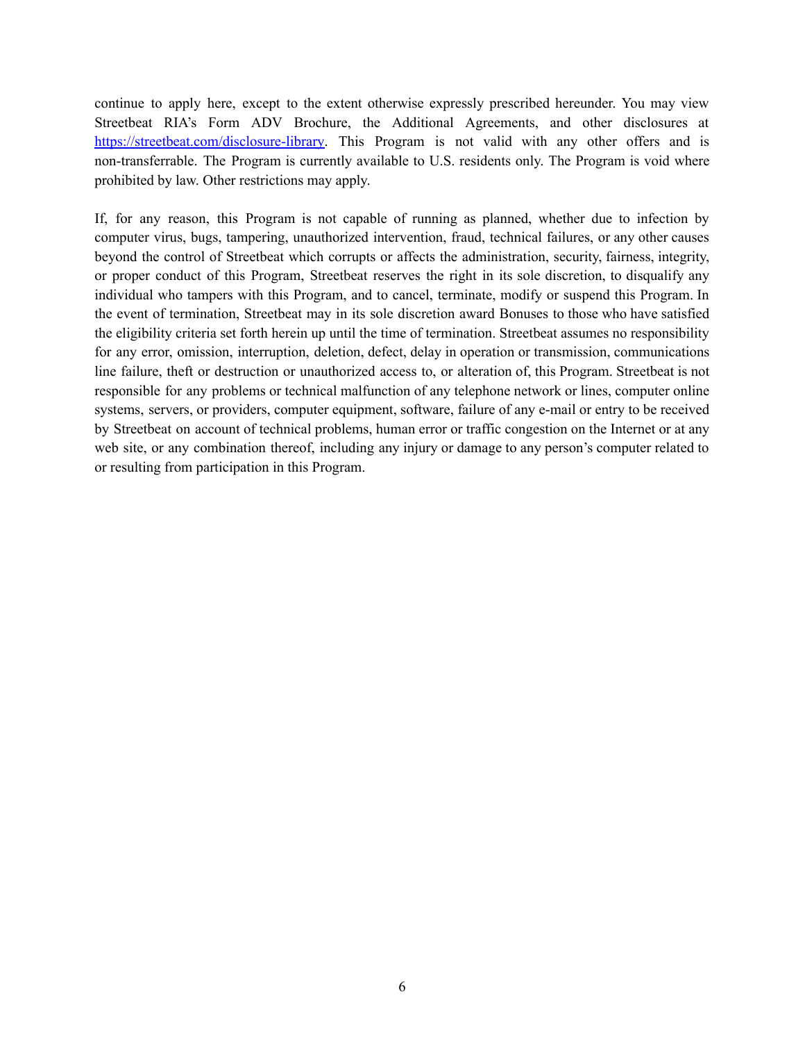continue to apply here, except to the extent otherwise expressly prescribed hereunder. You may view Streetbeat RIA's Form ADV Brochure, the Additional Agreements, and other disclosures at [https://streetbeat.com/disclosure-library](https://streetbeat.com/disclosure-library). This Program is not valid with any other offers and is non-transferrable. The Program is currently available to U.S. residents only. The Program is void where prohibited by law. Other restrictions may apply.

If, for any reason, this Program is not capable of running as planned, whether due to infection by computer virus, bugs, tampering, unauthorized intervention, fraud, technical failures, or any other causes beyond the control of Streetbeat which corrupts or affects the administration, security, fairness, integrity, or proper conduct of this Program, Streetbeat reserves the right in its sole discretion, to disqualify any individual who tampers with this Program, and to cancel, terminate, modify or suspend this Program. In the event of termination, Streetbeat may in its sole discretion award Bonuses to those who have satisfied the eligibility criteria set forth herein up until the time of termination. Streetbeat assumes no responsibility for any error, omission, interruption, deletion, defect, delay in operation or transmission, communications line failure, theft or destruction or unauthorized access to, or alteration of, this Program. Streetbeat is not responsible for any problems or technical malfunction of any telephone network or lines, computer online systems, servers, or providers, computer equipment, software, failure of any e-mail or entry to be received by Streetbeat on account of technical problems, human error or traffic congestion on the Internet or at any web site, or any combination thereof, including any injury or damage to any person's computer related to or resulting from participation in this Program.